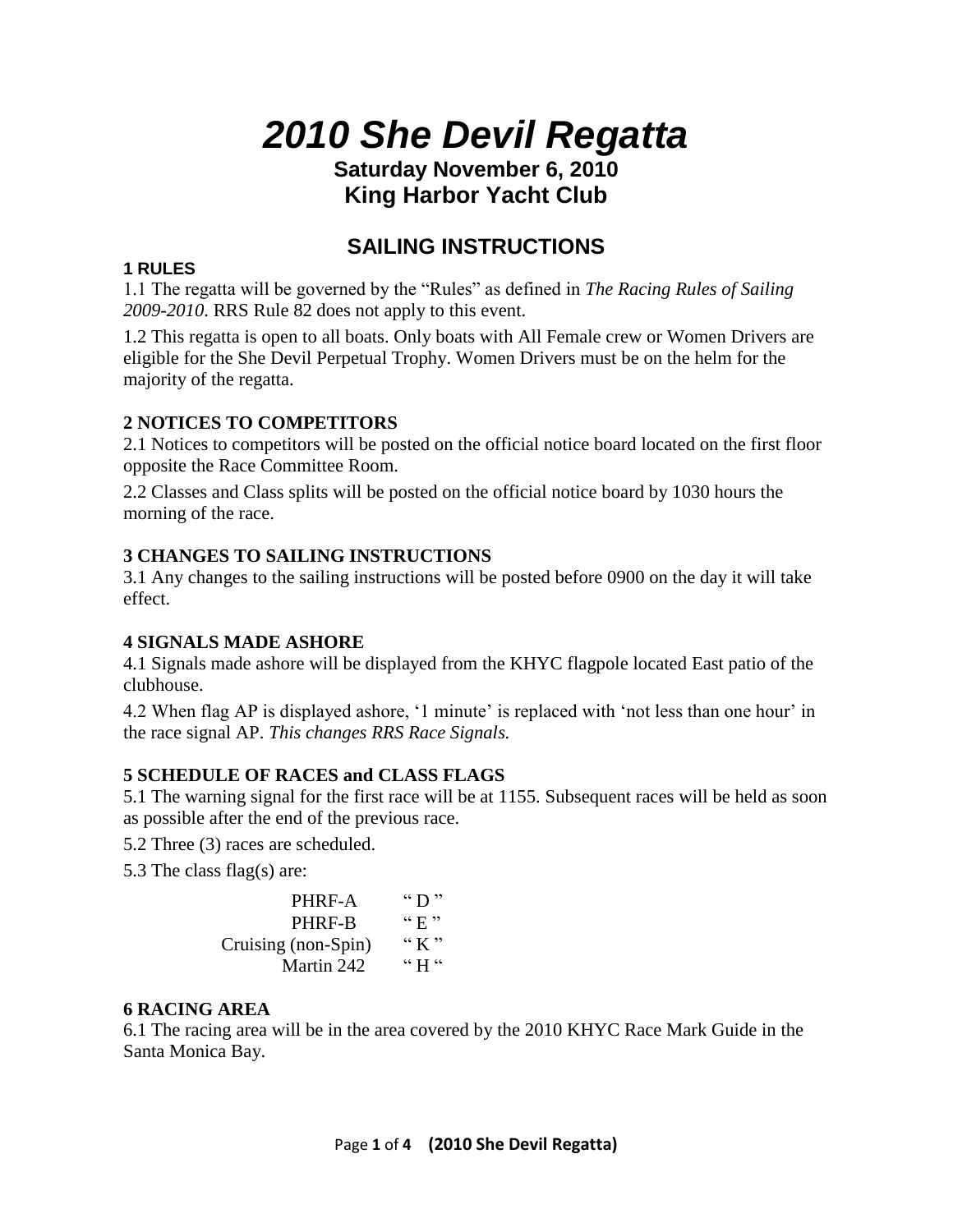# *2010 She Devil Regatta*

**Saturday November 6, 2010**
**King Harbor Yacht Club**

## SAILING INSTRUCTIONS

### 1 RULES

1.1 The regatta will be governed by the "Rules" as defined in *The Racing Rules of Sailing 2009-2010*. RRS Rule 82 does not apply to this event.

1.2 This regatta is open to all boats. Only boats with All Female crew or Women Drivers are eligible for the She Devil Perpetual Trophy. Women Drivers must be on the helm for the majority of the regatta.

### 2 NOTICES TO COMPETITORS

2.1 Notices to competitors will be posted on the official notice board located on the first floor opposite the Race Committee Room.

2.2 Classes and Class splits will be posted on the official notice board by 1030 hours the morning of the race.

### 3 CHANGES TO SAILING INSTRUCTIONS

3.1 Any changes to the sailing instructions will be posted before 0900 on the day it will take effect.

### 4 SIGNALS MADE ASHORE

4.1 Signals made ashore will be displayed from the KHYC flagpole located East patio of the clubhouse.

4.2 When flag AP is displayed ashore, '1 minute' is replaced with 'not less than one hour' in the race signal AP. *This changes RRS Race Signals.*

### 5 SCHEDULE OF RACES and CLASS FLAGS

5.1 The warning signal for the first race will be at 1155. Subsequent races will be held as soon as possible after the end of the previous race.

5.2 Three (3) races are scheduled.

5.3 The class flag(s) are:

| | |
|---|---|
| PHRF-A | " D " |
| PHRF-B | " E " |
| Cruising (non-Spin) | " K " |
| Martin 242 | " H " |

### 6 RACING AREA

6.1 The racing area will be in the area covered by the 2010 KHYC Race Mark Guide in the Santa Monica Bay.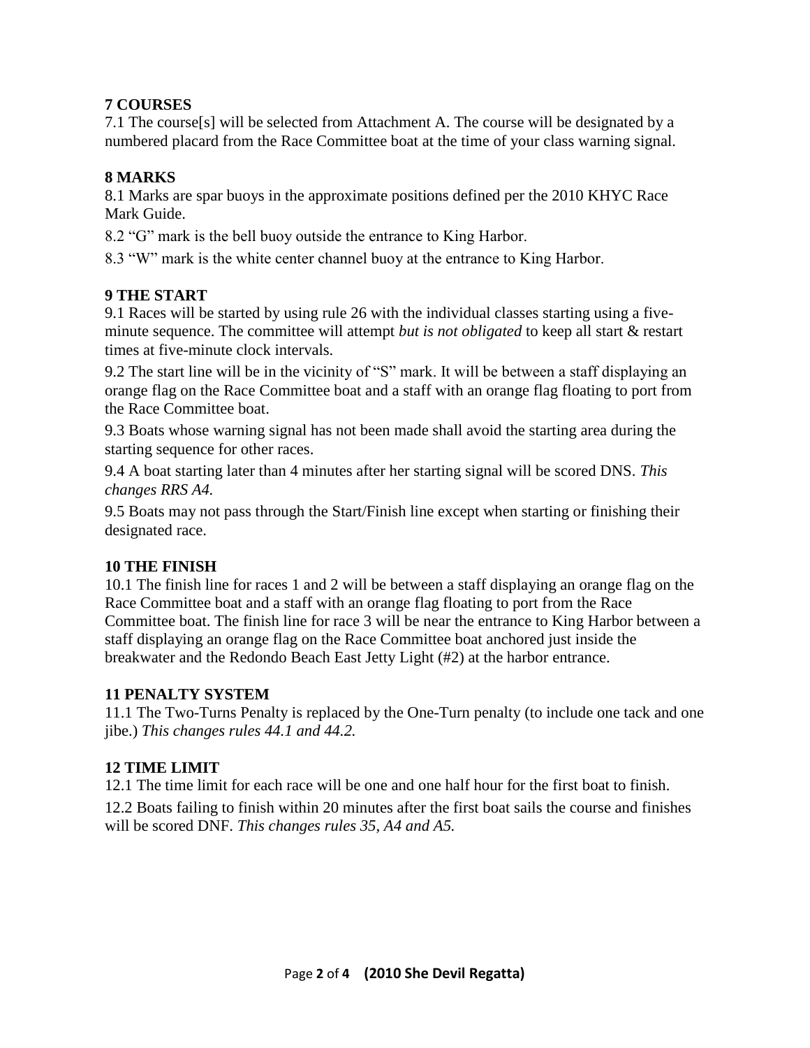## 7 COURSES

7.1 The course[s] will be selected from Attachment A. The course will be designated by a numbered placard from the Race Committee boat at the time of your class warning signal.

## 8 MARKS

8.1 Marks are spar buoys in the approximate positions defined per the 2010 KHYC Race Mark Guide.

8.2 "G" mark is the bell buoy outside the entrance to King Harbor.

8.3 "W" mark is the white center channel buoy at the entrance to King Harbor.

## 9 THE START

9.1 Races will be started by using rule 26 with the individual classes starting using a five-minute sequence. The committee will attempt *but is not obligated* to keep all start & restart times at five-minute clock intervals.

9.2 The start line will be in the vicinity of "S" mark. It will be between a staff displaying an orange flag on the Race Committee boat and a staff with an orange flag floating to port from the Race Committee boat.

9.3 Boats whose warning signal has not been made shall avoid the starting area during the starting sequence for other races.

9.4 A boat starting later than 4 minutes after her starting signal will be scored DNS. *This changes RRS A4.*

9.5 Boats may not pass through the Start/Finish line except when starting or finishing their designated race.

## 10 THE FINISH

10.1 The finish line for races 1 and 2 will be between a staff displaying an orange flag on the Race Committee boat and a staff with an orange flag floating to port from the Race Committee boat. The finish line for race 3 will be near the entrance to King Harbor between a staff displaying an orange flag on the Race Committee boat anchored just inside the breakwater and the Redondo Beach East Jetty Light (#2) at the harbor entrance.

## 11 PENALTY SYSTEM

11.1 The Two-Turns Penalty is replaced by the One-Turn penalty (to include one tack and one jibe.) *This changes rules 44.1 and 44.2.*

## 12 TIME LIMIT

12.1 The time limit for each race will be one and one half hour for the first boat to finish.

12.2 Boats failing to finish within 20 minutes after the first boat sails the course and finishes will be scored DNF. *This changes rules 35, A4 and A5.*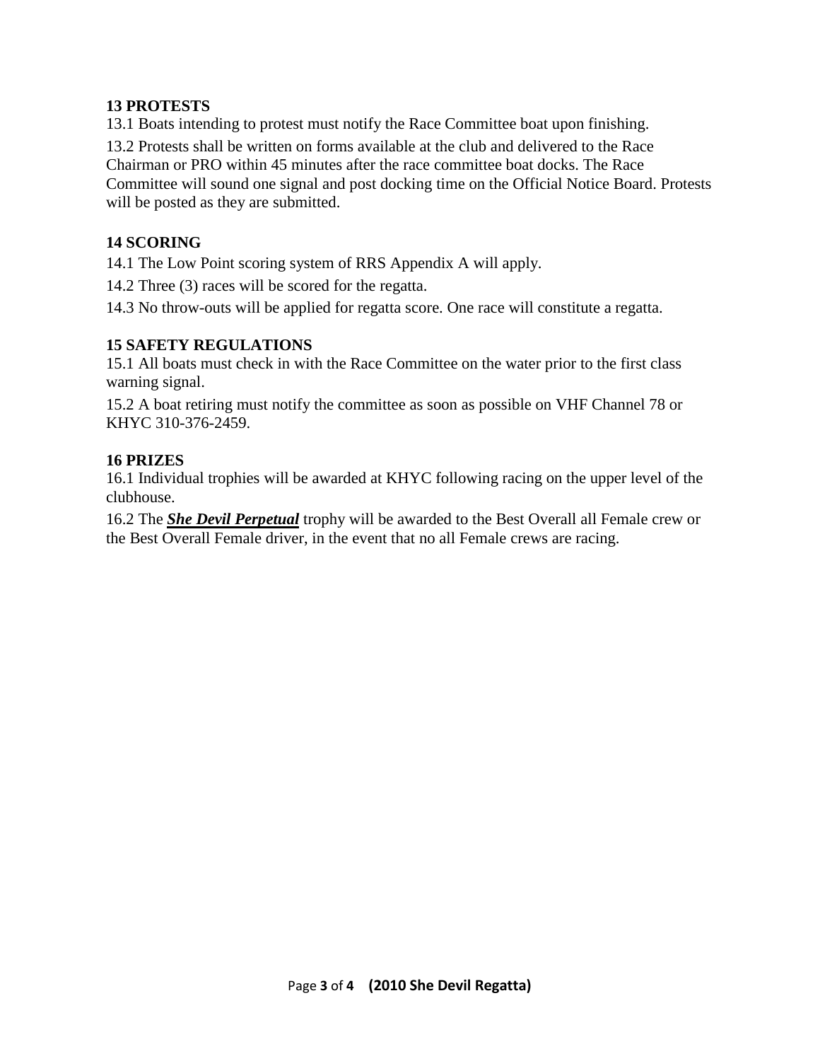## 13 PROTESTS

13.1 Boats intending to protest must notify the Race Committee boat upon finishing.

13.2 Protests shall be written on forms available at the club and delivered to the Race Chairman or PRO within 45 minutes after the race committee boat docks. The Race Committee will sound one signal and post docking time on the Official Notice Board. Protests will be posted as they are submitted.

## 14 SCORING

14.1 The Low Point scoring system of RRS Appendix A will apply.

14.2 Three (3) races will be scored for the regatta.

14.3 No throw-outs will be applied for regatta score. One race will constitute a regatta.

## 15 SAFETY REGULATIONS

15.1 All boats must check in with the Race Committee on the water prior to the first class warning signal.

15.2 A boat retiring must notify the committee as soon as possible on VHF Channel 78 or KHYC 310-376-2459.

## 16 PRIZES

16.1 Individual trophies will be awarded at KHYC following racing on the upper level of the clubhouse.

16.2 The ***<u>She Devil Perpetual</u>*** trophy will be awarded to the Best Overall all Female crew or the Best Overall Female driver, in the event that no all Female crews are racing.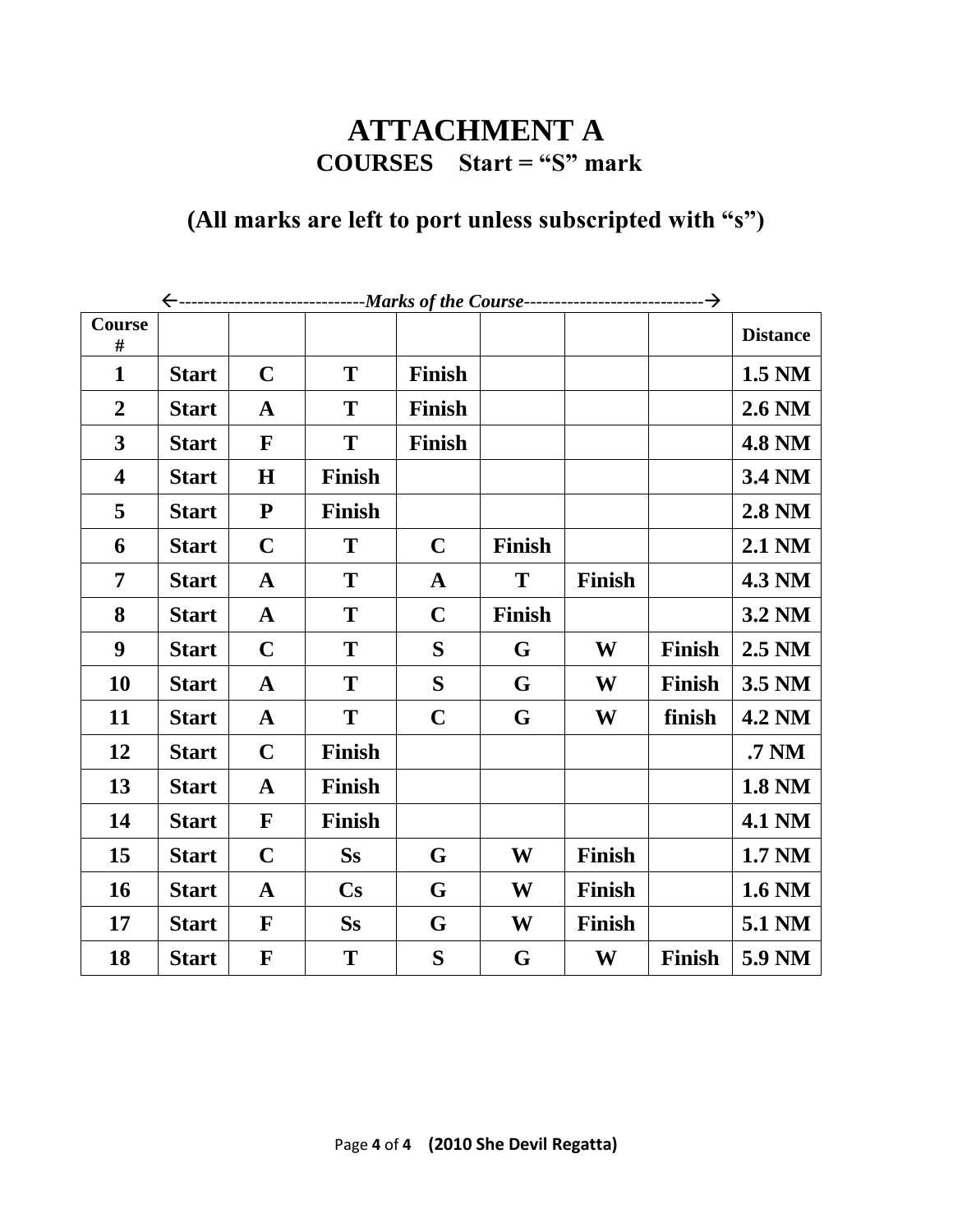# ATTACHMENT A

## COURSES Start = "S" mark

### (All marks are left to port unless subscripted with "s")

←----------------------------*Marks of the Course*----------------------------→

| Course # | | | | | | | | Distance |
|---|---|---|---|---|---|---|---|---|
| **1** | **Start** | **C** | **T** | **Finish** | | | | **1.5 NM** |
| **2** | **Start** | **A** | **T** | **Finish** | | | | **2.6 NM** |
| **3** | **Start** | **F** | **T** | **Finish** | | | | **4.8 NM** |
| **4** | **Start** | **H** | **Finish** | | | | | **3.4 NM** |
| **5** | **Start** | **P** | **Finish** | | | | | **2.8 NM** |
| **6** | **Start** | **C** | **T** | **C** | **Finish** | | | **2.1 NM** |
| **7** | **Start** | **A** | **T** | **A** | **T** | **Finish** | | **4.3 NM** |
| **8** | **Start** | **A** | **T** | **C** | **Finish** | | | **3.2 NM** |
| **9** | **Start** | **C** | **T** | **S** | **G** | **W** | **Finish** | **2.5 NM** |
| **10** | **Start** | **A** | **T** | **S** | **G** | **W** | **Finish** | **3.5 NM** |
| **11** | **Start** | **A** | **T** | **C** | **G** | **W** | **finish** | **4.2 NM** |
| **12** | **Start** | **C** | **Finish** | | | | | **.7 NM** |
| **13** | **Start** | **A** | **Finish** | | | | | **1.8 NM** |
| **14** | **Start** | **F** | **Finish** | | | | | **4.1 NM** |
| **15** | **Start** | **C** | **Ss** | **G** | **W** | **Finish** | | **1.7 NM** |
| **16** | **Start** | **A** | **Cs** | **G** | **W** | **Finish** | | **1.6 NM** |
| **17** | **Start** | **F** | **Ss** | **G** | **W** | **Finish** | | **5.1 NM** |
| **18** | **Start** | **F** | **T** | **S** | **G** | **W** | **Finish** | **5.9 NM** |